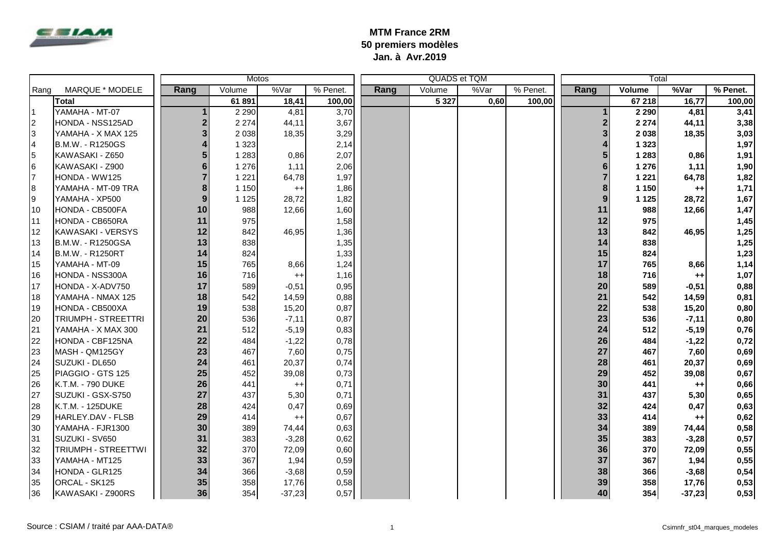# MTM France 2RM
## 50 premiers modèles
## Jan. à Avr.2019

| Rang | MARQUE * MODELE | Motos | | | | QUADS et TQM | | | | Total | | | |
|---|---|---|---|---|---|---|---|---|---|---|---|---|---|
| | | Rang | Volume | %Var | % Penet. | Rang | Volume | %Var | % Penet. | Rang | Volume | %Var | % Penet. |
| | **Total** | | 61 891 | 18,41 | 100,00 | | 5 327 | 0,60 | 100,00 | | 67 218 | 16,77 | 100,00 |
| 1 | YAMAHA - MT-07 | 1 | 2 290 | 4,81 | 3,70 | | | | | 1 | 2 290 | 4,81 | 3,41 |
| 2 | HONDA - NSS125AD | 2 | 2 274 | 44,11 | 3,67 | | | | | 2 | 2 274 | 44,11 | 3,38 |
| 3 | YAMAHA - X MAX 125 | 3 | 2 038 | 18,35 | 3,29 | | | | | 3 | 2 038 | 18,35 | 3,03 |
| 4 | B.M.W. - R1250GS | 4 | 1 323 | | 2,14 | | | | | 4 | 1 323 | | 1,97 |
| 5 | KAWASAKI - Z650 | 5 | 1 283 | 0,86 | 2,07 | | | | | 5 | 1 283 | 0,86 | 1,91 |
| 6 | KAWASAKI - Z900 | 6 | 1 276 | 1,11 | 2,06 | | | | | 6 | 1 276 | 1,11 | 1,90 |
| 7 | HONDA - WW125 | 7 | 1 221 | 64,78 | 1,97 | | | | | 7 | 1 221 | 64,78 | 1,82 |
| 8 | YAMAHA - MT-09 TRA | 8 | 1 150 | ++ | 1,86 | | | | | 8 | 1 150 | ++ | 1,71 |
| 9 | YAMAHA - XP500 | 9 | 1 125 | 28,72 | 1,82 | | | | | 9 | 1 125 | 28,72 | 1,67 |
| 10 | HONDA - CB500FA | 10 | 988 | 12,66 | 1,60 | | | | | 11 | 988 | 12,66 | 1,47 |
| 11 | HONDA - CB650RA | 11 | 975 | | 1,58 | | | | | 12 | 975 | | 1,45 |
| 12 | KAWASAKI - VERSYS | 12 | 842 | 46,95 | 1,36 | | | | | 13 | 842 | 46,95 | 1,25 |
| 13 | B.M.W. - R1250GSA | 13 | 838 | | 1,35 | | | | | 14 | 838 | | 1,25 |
| 14 | B.M.W. - R1250RT | 14 | 824 | | 1,33 | | | | | 15 | 824 | | 1,23 |
| 15 | YAMAHA - MT-09 | 15 | 765 | 8,66 | 1,24 | | | | | 17 | 765 | 8,66 | 1,14 |
| 16 | HONDA - NSS300A | 16 | 716 | ++ | 1,16 | | | | | 18 | 716 | ++ | 1,07 |
| 17 | HONDA - X-ADV750 | 17 | 589 | -0,51 | 0,95 | | | | | 20 | 589 | -0,51 | 0,88 |
| 18 | YAMAHA - NMAX 125 | 18 | 542 | 14,59 | 0,88 | | | | | 21 | 542 | 14,59 | 0,81 |
| 19 | HONDA - CB500XA | 19 | 538 | 15,20 | 0,87 | | | | | 22 | 538 | 15,20 | 0,80 |
| 20 | TRIUMPH - STREETTRI | 20 | 536 | -7,11 | 0,87 | | | | | 23 | 536 | -7,11 | 0,80 |
| 21 | YAMAHA - X MAX 300 | 21 | 512 | -5,19 | 0,83 | | | | | 24 | 512 | -5,19 | 0,76 |
| 22 | HONDA - CBF125NA | 22 | 484 | -1,22 | 0,78 | | | | | 26 | 484 | -1,22 | 0,72 |
| 23 | MASH - QM125GY | 23 | 467 | 7,60 | 0,75 | | | | | 27 | 467 | 7,60 | 0,69 |
| 24 | SUZUKI - DL650 | 24 | 461 | 20,37 | 0,74 | | | | | 28 | 461 | 20,37 | 0,69 |
| 25 | PIAGGIO - GTS 125 | 25 | 452 | 39,08 | 0,73 | | | | | 29 | 452 | 39,08 | 0,67 |
| 26 | K.T.M. - 790 DUKE | 26 | 441 | ++ | 0,71 | | | | | 30 | 441 | ++ | 0,66 |
| 27 | SUZUKI - GSX-S750 | 27 | 437 | 5,30 | 0,71 | | | | | 31 | 437 | 5,30 | 0,65 |
| 28 | K.T.M. - 125DUKE | 28 | 424 | 0,47 | 0,69 | | | | | 32 | 424 | 0,47 | 0,63 |
| 29 | HARLEY.DAV - FLSB | 29 | 414 | ++ | 0,67 | | | | | 33 | 414 | ++ | 0,62 |
| 30 | YAMAHA - FJR1300 | 30 | 389 | 74,44 | 0,63 | | | | | 34 | 389 | 74,44 | 0,58 |
| 31 | SUZUKI - SV650 | 31 | 383 | -3,28 | 0,62 | | | | | 35 | 383 | -3,28 | 0,57 |
| 32 | TRIUMPH - STREETTWI | 32 | 370 | 72,09 | 0,60 | | | | | 36 | 370 | 72,09 | 0,55 |
| 33 | YAMAHA - MT125 | 33 | 367 | 1,94 | 0,59 | | | | | 37 | 367 | 1,94 | 0,55 |
| 34 | HONDA - GLR125 | 34 | 366 | -3,68 | 0,59 | | | | | 38 | 366 | -3,68 | 0,54 |
| 35 | ORCAL - SK125 | 35 | 358 | 17,76 | 0,58 | | | | | 39 | 358 | 17,76 | 0,53 |
| 36 | KAWASAKI - Z900RS | 36 | 354 | -37,23 | 0,57 | | | | | 40 | 354 | -37,23 | 0,53 |

Source : CSIAM / traité par AAA-DATA®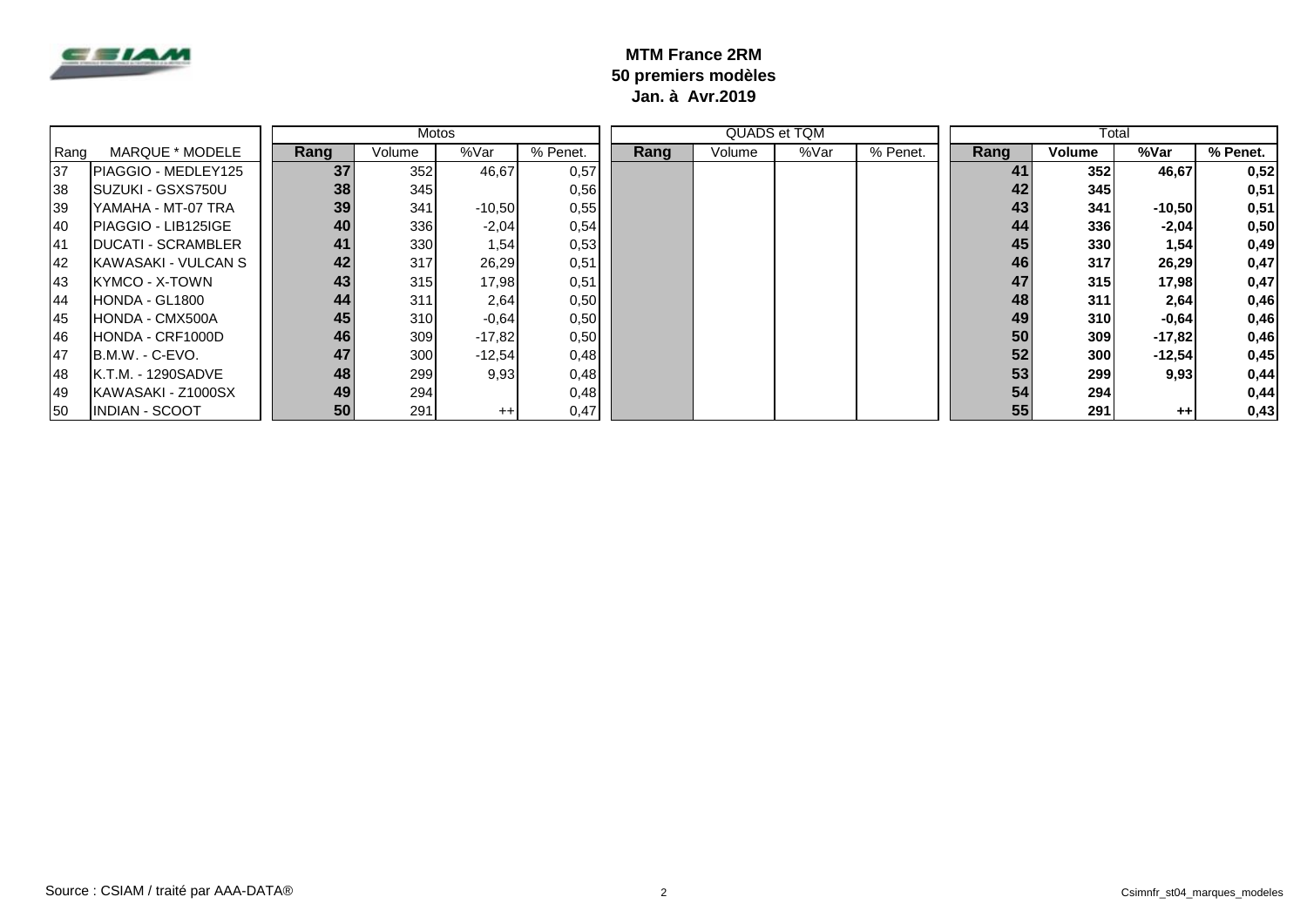**MTM France 2RM**
**50 premiers modèles**
**Jan. à Avr.2019**

| | | Motos | | | | QUADS et TQM | | | | Total | | | |
|---|---|---|---|---|---|---|---|---|---|---|---|---|---|
| Rang | MARQUE * MODELE | Rang | Volume | %Var | % Penet. | Rang | Volume | %Var | % Penet. | Rang | Volume | %Var | % Penet. |
| 37 | PIAGGIO - MEDLEY125 | 37 | 352 | 46,67 | 0,57 | | | | | 41 | 352 | 46,67 | 0,52 |
| 38 | SUZUKI - GSXS750U | 38 | 345 | | 0,56 | | | | | 42 | 345 | | 0,51 |
| 39 | YAMAHA - MT-07 TRA | 39 | 341 | -10,50 | 0,55 | | | | | 43 | 341 | -10,50 | 0,51 |
| 40 | PIAGGIO - LIB125IGE | 40 | 336 | -2,04 | 0,54 | | | | | 44 | 336 | -2,04 | 0,50 |
| 41 | DUCATI - SCRAMBLER | 41 | 330 | 1,54 | 0,53 | | | | | 45 | 330 | 1,54 | 0,49 |
| 42 | KAWASAKI - VULCAN S | 42 | 317 | 26,29 | 0,51 | | | | | 46 | 317 | 26,29 | 0,47 |
| 43 | KYMCO - X-TOWN | 43 | 315 | 17,98 | 0,51 | | | | | 47 | 315 | 17,98 | 0,47 |
| 44 | HONDA - GL1800 | 44 | 311 | 2,64 | 0,50 | | | | | 48 | 311 | 2,64 | 0,46 |
| 45 | HONDA - CMX500A | 45 | 310 | -0,64 | 0,50 | | | | | 49 | 310 | -0,64 | 0,46 |
| 46 | HONDA - CRF1000D | 46 | 309 | -17,82 | 0,50 | | | | | 50 | 309 | -17,82 | 0,46 |
| 47 | B.M.W. - C-EVO. | 47 | 300 | -12,54 | 0,48 | | | | | 52 | 300 | -12,54 | 0,45 |
| 48 | K.T.M. - 1290SADVE | 48 | 299 | 9,93 | 0,48 | | | | | 53 | 299 | 9,93 | 0,44 |
| 49 | KAWASAKI - Z1000SX | 49 | 294 | | 0,48 | | | | | 54 | 294 | | 0,44 |
| 50 | INDIAN - SCOOT | 50 | 291 | ++ | 0,47 | | | | | 55 | 291 | ++ | 0,43 |

Source : CSIAM / traité par AAA-DATA®

Csimnfr_st04_marques_modeles